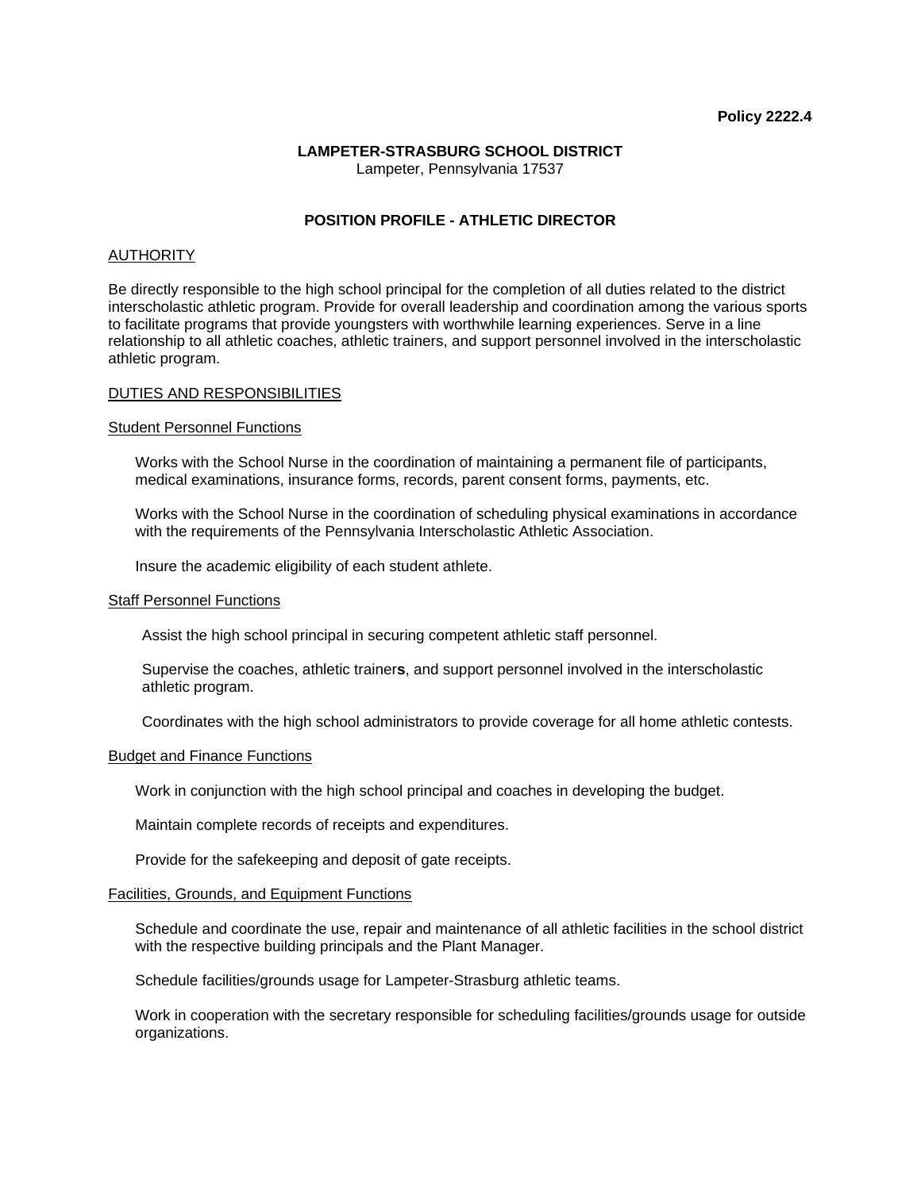**Policy 2222.4**

**LAMPETER-STRASBURG SCHOOL DISTRICT**
Lampeter, Pennsylvania 17537

# POSITION PROFILE - ATHLETIC DIRECTOR

## AUTHORITY

Be directly responsible to the high school principal for the completion of all duties related to the district interscholastic athletic program. Provide for overall leadership and coordination among the various sports to facilitate programs that provide youngsters with worthwhile learning experiences. Serve in a line relationship to all athletic coaches, athletic trainers, and support personnel involved in the interscholastic athletic program.

## DUTIES AND RESPONSIBILITIES

### Student Personnel Functions

Works with the School Nurse in the coordination of maintaining a permanent file of participants, medical examinations, insurance forms, records, parent consent forms, payments, etc.

Works with the School Nurse in the coordination of scheduling physical examinations in accordance with the requirements of the Pennsylvania Interscholastic Athletic Association.

Insure the academic eligibility of each student athlete.

### Staff Personnel Functions

Assist the high school principal in securing competent athletic staff personnel.

Supervise the coaches, athletic trainer**s**, and support personnel involved in the interscholastic athletic program.

Coordinates with the high school administrators to provide coverage for all home athletic contests.

### Budget and Finance Functions

Work in conjunction with the high school principal and coaches in developing the budget.

Maintain complete records of receipts and expenditures.

Provide for the safekeeping and deposit of gate receipts.

### Facilities, Grounds, and Equipment Functions

Schedule and coordinate the use, repair and maintenance of all athletic facilities in the school district with the respective building principals and the Plant Manager.

Schedule facilities/grounds usage for Lampeter-Strasburg athletic teams.

Work in cooperation with the secretary responsible for scheduling facilities/grounds usage for outside organizations.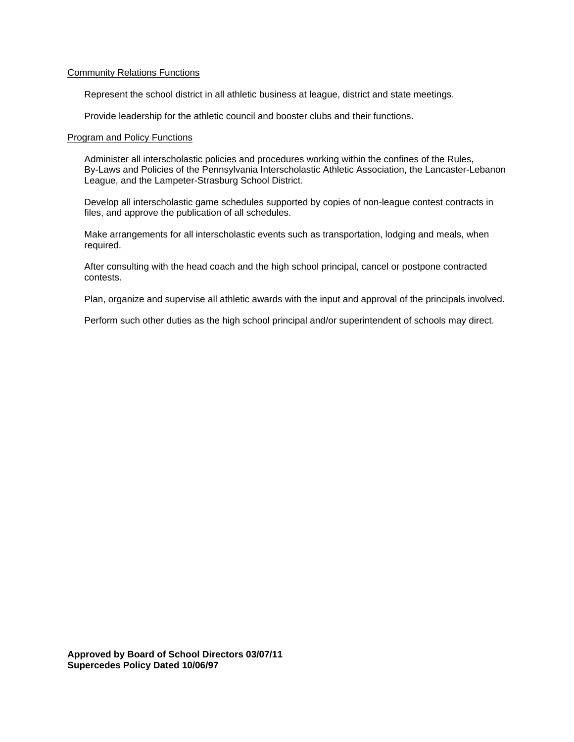<u>Community Relations Functions</u>

Represent the school district in all athletic business at league, district and state meetings.

Provide leadership for the athletic council and booster clubs and their functions.

<u>Program and Policy Functions</u>

Administer all interscholastic policies and procedures working within the confines of the Rules, By-Laws and Policies of the Pennsylvania Interscholastic Athletic Association, the Lancaster-Lebanon League, and the Lampeter-Strasburg School District.

Develop all interscholastic game schedules supported by copies of non-league contest contracts in files, and approve the publication of all schedules.

Make arrangements for all interscholastic events such as transportation, lodging and meals, when required.

After consulting with the head coach and the high school principal, cancel or postpone contracted contests.

Plan, organize and supervise all athletic awards with the input and approval of the principals involved.

Perform such other duties as the high school principal and/or superintendent of schools may direct.

**Approved by Board of School Directors 03/07/11**
**Supercedes Policy Dated 10/06/97**